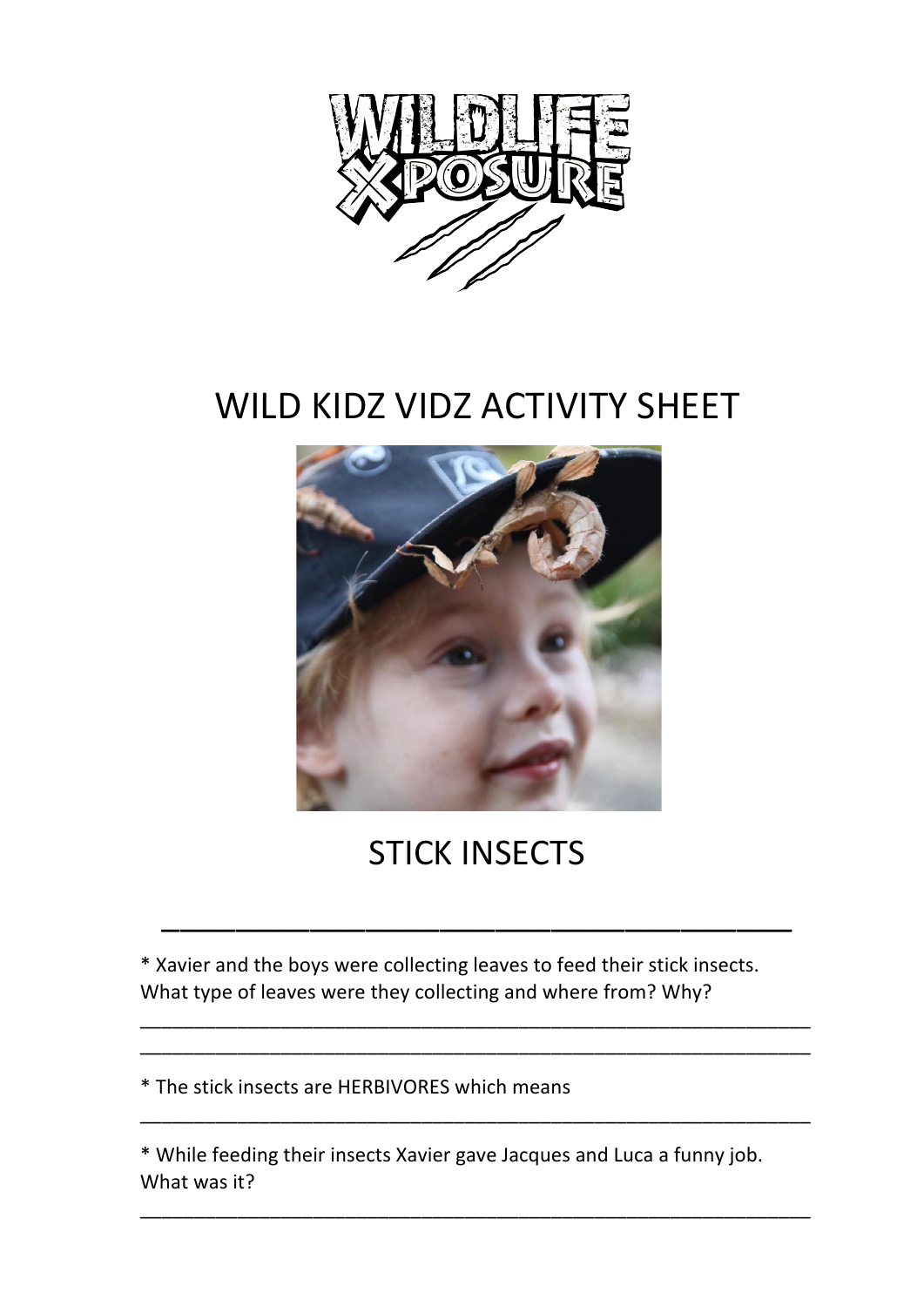# WILD KIDZ VIDZ ACTIVITY SHEET

## STICK INSECTS

---

* Xavier and the boys were collecting leaves to feed their stick insects. What type of leaves were they collecting and where from? Why?

_______________________________________________________________

_______________________________________________________________

* The stick insects are HERBIVORES which means

_______________________________________________________________

* While feeding their insects Xavier gave Jacques and Luca a funny job. What was it?

_______________________________________________________________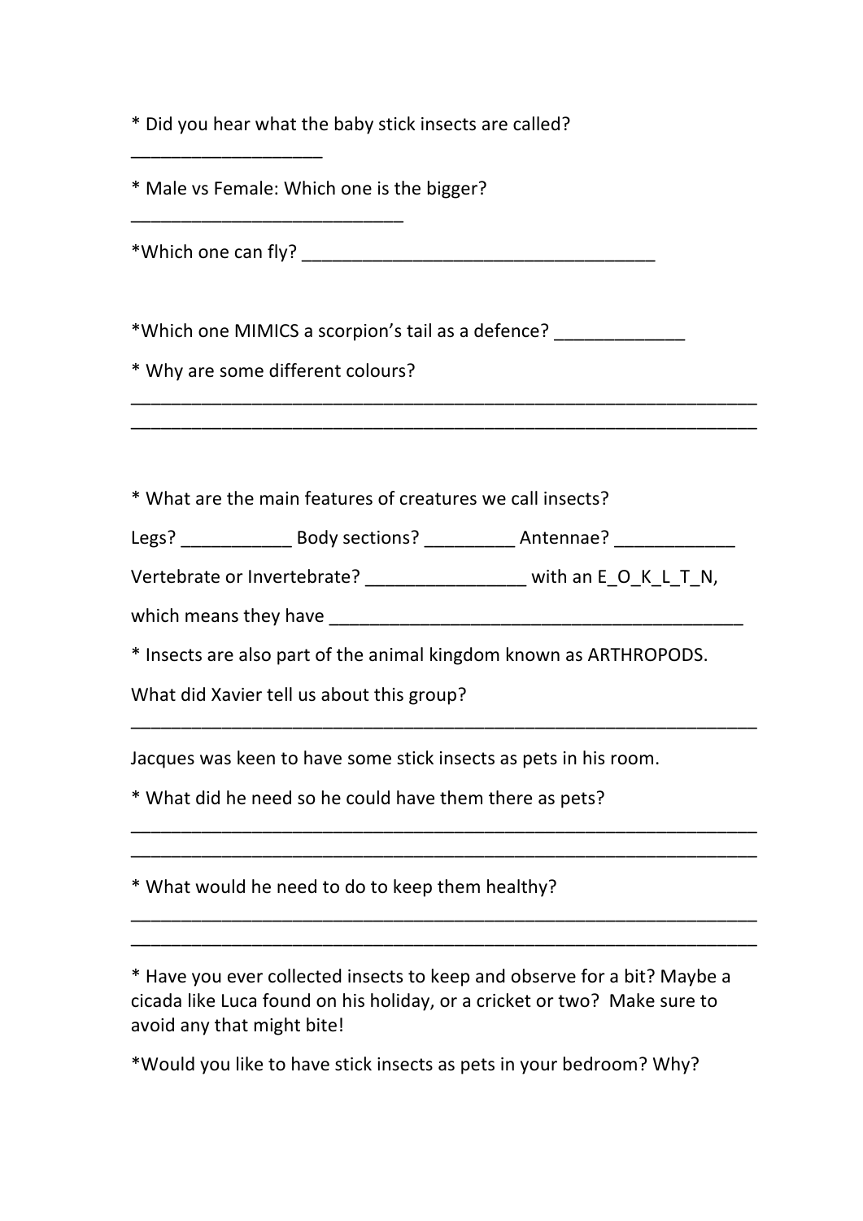* Did you hear what the baby stick insects are called?

___________________

* Male vs Female: Which one is the bigger?

___________________________

*Which one can fly? ___________________________________

*Which one MIMICS a scorpion's tail as a defence? _____________

* Why are some different colours?

_______________________________________________________________
_______________________________________________________________

* What are the main features of creatures we call insects?

Legs? ___________ Body sections? _________ Antennae? ____________

Vertebrate or Invertebrate? ________________ with an E_O_K_L_T_N,

which means they have _________________________________________

* Insects are also part of the animal kingdom known as ARTHROPODS.

What did Xavier tell us about this group?

_______________________________________________________________

Jacques was keen to have some stick insects as pets in his room.

* What did he need so he could have them there as pets?

_______________________________________________________________
_______________________________________________________________

* What would he need to do to keep them healthy?

_______________________________________________________________
_______________________________________________________________

* Have you ever collected insects to keep and observe for a bit? Maybe a cicada like Luca found on his holiday, or a cricket or two? Make sure to avoid any that might bite!

*Would you like to have stick insects as pets in your bedroom? Why?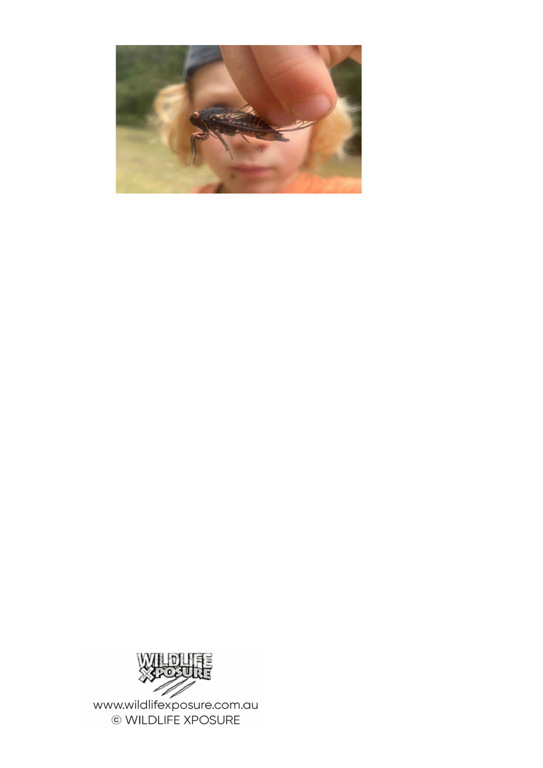www.wildlifexposure.com.au
© WILDLIFE XPOSURE